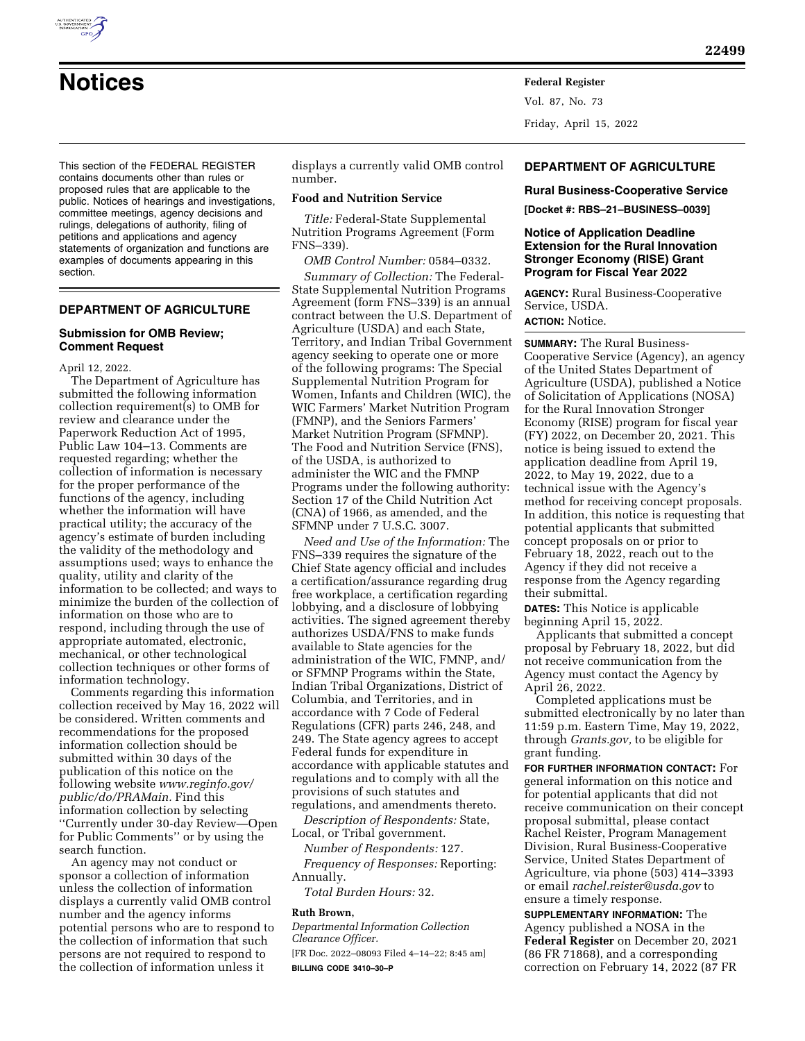# Notices

This section of the FEDERAL REGISTER contains documents other than rules or proposed rules that are applicable to the public. Notices of hearings and investigations, committee meetings, agency decisions and rulings, delegations of authority, filing of petitions and applications and agency statements of organization and functions are examples of documents appearing in this section.

## DEPARTMENT OF AGRICULTURE

### Submission for OMB Review; Comment Request

April 12, 2022.

The Department of Agriculture has submitted the following information collection requirement(s) to OMB for review and clearance under the Paperwork Reduction Act of 1995, Public Law 104–13. Comments are requested regarding; whether the collection of information is necessary for the proper performance of the functions of the agency, including whether the information will have practical utility; the accuracy of the agency's estimate of burden including the validity of the methodology and assumptions used; ways to enhance the quality, utility and clarity of the information to be collected; and ways to minimize the burden of the collection of information on those who are to respond, including through the use of appropriate automated, electronic, mechanical, or other technological collection techniques or other forms of information technology.

Comments regarding this information collection received by May 16, 2022 will be considered. Written comments and recommendations for the proposed information collection should be submitted within 30 days of the publication of this notice on the following website *www.reginfo.gov/public/do/PRAMain.* Find this information collection by selecting ''Currently under 30-day Review—Open for Public Comments'' or by using the search function.

An agency may not conduct or sponsor a collection of information unless the collection of information displays a currently valid OMB control number and the agency informs potential persons who are to respond to the collection of information that such persons are not required to respond to the collection of information unless it displays a currently valid OMB control number.

**Food and Nutrition Service**

*Title:* Federal-State Supplemental Nutrition Programs Agreement (Form FNS–339).

*OMB Control Number:* 0584–0332.

*Summary of Collection:* The Federal-State Supplemental Nutrition Programs Agreement (form FNS–339) is an annual contract between the U.S. Department of Agriculture (USDA) and each State, Territory, and Indian Tribal Government agency seeking to operate one or more of the following programs: The Special Supplemental Nutrition Program for Women, Infants and Children (WIC), the WIC Farmers' Market Nutrition Program (FMNP), and the Seniors Farmers' Market Nutrition Program (SFMNP). The Food and Nutrition Service (FNS), of the USDA, is authorized to administer the WIC and the FMNP Programs under the following authority: Section 17 of the Child Nutrition Act (CNA) of 1966, as amended, and the SFMNP under 7 U.S.C. 3007.

*Need and Use of the Information:* The FNS–339 requires the signature of the Chief State agency official and includes a certification/assurance regarding drug free workplace, a certification regarding lobbying, and a disclosure of lobbying activities. The signed agreement thereby authorizes USDA/FNS to make funds available to State agencies for the administration of the WIC, FMNP, and/or SFMNP Programs within the State, Indian Tribal Organizations, District of Columbia, and Territories, and in accordance with 7 Code of Federal Regulations (CFR) parts 246, 248, and 249. The State agency agrees to accept Federal funds for expenditure in accordance with applicable statutes and regulations and to comply with all the provisions of such statutes and regulations, and amendments thereto.

*Description of Respondents:* State, Local, or Tribal government.

*Number of Respondents:* 127.

*Frequency of Responses:* Reporting: Annually.

*Total Burden Hours:* 32.

**Ruth Brown,**

*Departmental Information Collection Clearance Officer.*

[FR Doc. 2022–08093 Filed 4–14–22; 8:45 am]

**BILLING CODE 3410–30–P**

## DEPARTMENT OF AGRICULTURE

### Rural Business-Cooperative Service

**[Docket #: RBS–21–BUSINESS–0039]**

### Notice of Application Deadline Extension for the Rural Innovation Stronger Economy (RISE) Grant Program for Fiscal Year 2022

**AGENCY:** Rural Business-Cooperative Service, USDA.

**ACTION:** Notice.

**SUMMARY:** The Rural Business-Cooperative Service (Agency), an agency of the United States Department of Agriculture (USDA), published a Notice of Solicitation of Applications (NOSA) for the Rural Innovation Stronger Economy (RISE) program for fiscal year (FY) 2022, on December 20, 2021. This notice is being issued to extend the application deadline from April 19, 2022, to May 19, 2022, due to a technical issue with the Agency's method for receiving concept proposals. In addition, this notice is requesting that potential applicants that submitted concept proposals on or prior to February 18, 2022, reach out to the Agency if they did not receive a response from the Agency regarding their submittal.

**DATES:** This Notice is applicable beginning April 15, 2022.

Applicants that submitted a concept proposal by February 18, 2022, but did not receive communication from the Agency must contact the Agency by April 26, 2022.

Completed applications must be submitted electronically by no later than 11:59 p.m. Eastern Time, May 19, 2022, through *Grants.gov,* to be eligible for grant funding.

**FOR FURTHER INFORMATION CONTACT:** For general information on this notice and for potential applicants that did not receive communication on their concept proposal submittal, please contact Rachel Reister, Program Management Division, Rural Business-Cooperative Service, United States Department of Agriculture, via phone (503) 414–3393 or email *rachel.reister@usda.gov* to ensure a timely response.

**SUPPLEMENTARY INFORMATION:** The Agency published a NOSA in the **Federal Register** on December 20, 2021 (86 FR 71868), and a corresponding correction on February 14, 2022 (87 FR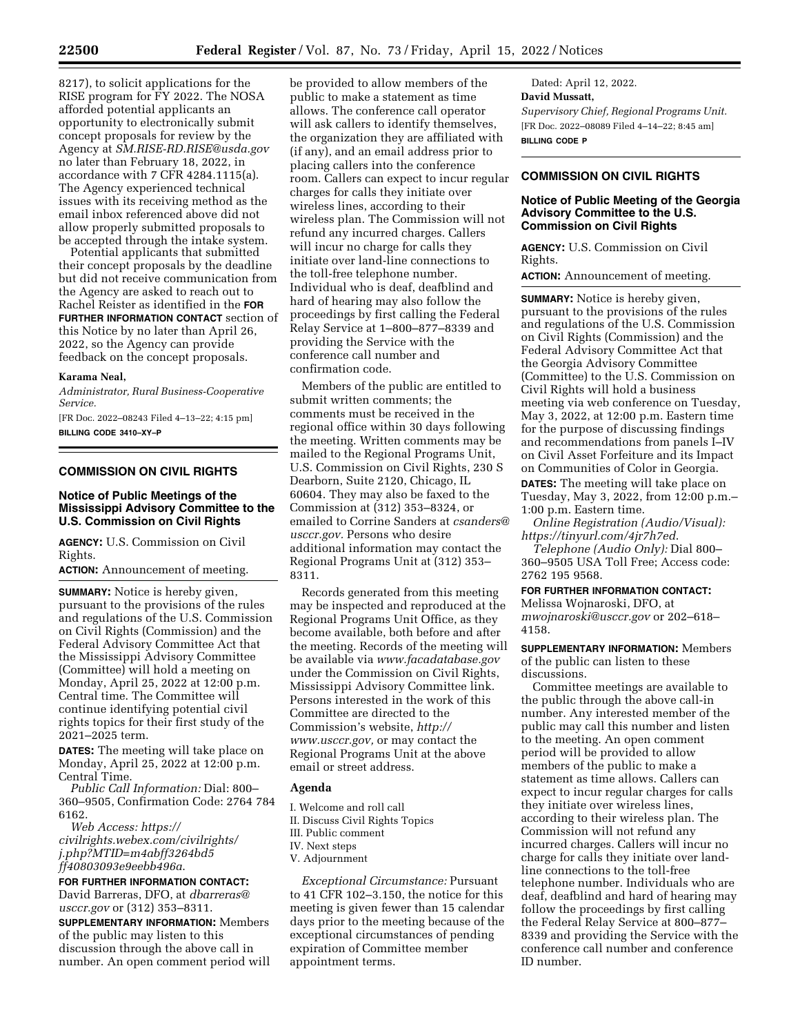8217), to solicit applications for the RISE program for FY 2022. The NOSA afforded potential applicants an opportunity to electronically submit concept proposals for review by the Agency at *SM.RISE-RD.RISE@usda.gov* no later than February 18, 2022, in accordance with 7 CFR 4284.1115(a). The Agency experienced technical issues with its receiving method as the email inbox referenced above did not allow properly submitted proposals to be accepted through the intake system.

Potential applicants that submitted their concept proposals by the deadline but did not receive communication from the Agency are asked to reach out to Rachel Reister as identified in the **FOR FURTHER INFORMATION CONTACT** section of this Notice by no later than April 26, 2022, so the Agency can provide feedback on the concept proposals.

**Karama Neal,**

*Administrator, Rural Business-Cooperative Service.*

[FR Doc. 2022–08243 Filed 4–13–22; 4:15 pm]

**BILLING CODE 3410–XY–P**

## COMMISSION ON CIVIL RIGHTS

### Notice of Public Meetings of the Mississippi Advisory Committee to the U.S. Commission on Civil Rights

**AGENCY:** U.S. Commission on Civil Rights.

**ACTION:** Announcement of meeting.

**SUMMARY:** Notice is hereby given, pursuant to the provisions of the rules and regulations of the U.S. Commission on Civil Rights (Commission) and the Federal Advisory Committee Act that the Mississippi Advisory Committee (Committee) will hold a meeting on Monday, April 25, 2022 at 12:00 p.m. Central time. The Committee will continue identifying potential civil rights topics for their first study of the 2021–2025 term.

**DATES:** The meeting will take place on Monday, April 25, 2022 at 12:00 p.m. Central Time.

*Public Call Information:* Dial: 800–360–9505, Confirmation Code: 2764 784 6162.

*Web Access: https://civilrights.webex.com/civilrights/j.php?MTID=m4abff3264bd5ff40803093e9eebb496a.*

**FOR FURTHER INFORMATION CONTACT:** David Barreras, DFO, at *dbarreras@usccr.gov* or (312) 353–8311.

**SUPPLEMENTARY INFORMATION:** Members of the public may listen to this discussion through the above call in number. An open comment period will be provided to allow members of the public to make a statement as time allows. The conference call operator will ask callers to identify themselves, the organization they are affiliated with (if any), and an email address prior to placing callers into the conference room. Callers can expect to incur regular charges for calls they initiate over wireless lines, according to their wireless plan. The Commission will not refund any incurred charges. Callers will incur no charge for calls they initiate over land-line connections to the toll-free telephone number. Individual who is deaf, deafblind and hard of hearing may also follow the proceedings by first calling the Federal Relay Service at 1–800–877–8339 and providing the Service with the conference call number and confirmation code.

Members of the public are entitled to submit written comments; the comments must be received in the regional office within 30 days following the meeting. Written comments may be mailed to the Regional Programs Unit, U.S. Commission on Civil Rights, 230 S Dearborn, Suite 2120, Chicago, IL 60604. They may also be faxed to the Commission at (312) 353–8324, or emailed to Corrine Sanders at *csanders@usccr.gov.* Persons who desire additional information may contact the Regional Programs Unit at (312) 353–8311.

Records generated from this meeting may be inspected and reproduced at the Regional Programs Unit Office, as they become available, both before and after the meeting. Records of the meeting will be available via *www.facadatabase.gov* under the Commission on Civil Rights, Mississippi Advisory Committee link. Persons interested in the work of this Committee are directed to the Commission's website, *http://www.usccr.gov,* or may contact the Regional Programs Unit at the above email or street address.

#### Agenda

I. Welcome and roll call
II. Discuss Civil Rights Topics
III. Public comment
IV. Next steps
V. Adjournment

*Exceptional Circumstance:* Pursuant to 41 CFR 102–3.150, the notice for this meeting is given fewer than 15 calendar days prior to the meeting because of the exceptional circumstances of pending expiration of Committee member appointment terms.

Dated: April 12, 2022.

**David Mussatt,**

*Supervisory Chief, Regional Programs Unit.*

[FR Doc. 2022–08089 Filed 4–14–22; 8:45 am]

**BILLING CODE P**

## COMMISSION ON CIVIL RIGHTS

### Notice of Public Meeting of the Georgia Advisory Committee to the U.S. Commission on Civil Rights

**AGENCY:** U.S. Commission on Civil Rights.

**ACTION:** Announcement of meeting.

**SUMMARY:** Notice is hereby given, pursuant to the provisions of the rules and regulations of the U.S. Commission on Civil Rights (Commission) and the Federal Advisory Committee Act that the Georgia Advisory Committee (Committee) to the U.S. Commission on Civil Rights will hold a business meeting via web conference on Tuesday, May 3, 2022, at 12:00 p.m. Eastern time for the purpose of discussing findings and recommendations from panels I–IV on Civil Asset Forfeiture and its Impact on Communities of Color in Georgia.

**DATES:** The meeting will take place on Tuesday, May 3, 2022, from 12:00 p.m.–1:00 p.m. Eastern time.

*Online Registration (Audio/Visual): https://tinyurl.com/4jr7h7ed.*

*Telephone (Audio Only):* Dial 800–360–9505 USA Toll Free; Access code: 2762 195 9568.

**FOR FURTHER INFORMATION CONTACT:** Melissa Wojnaroski, DFO, at *mwojnaroski@usccr.gov* or 202–618–4158.

**SUPPLEMENTARY INFORMATION:** Members of the public can listen to these discussions.

Committee meetings are available to the public through the above call-in number. Any interested member of the public may call this number and listen to the meeting. An open comment period will be provided to allow members of the public to make a statement as time allows. Callers can expect to incur regular charges for calls they initiate over wireless lines, according to their wireless plan. The Commission will not refund any incurred charges. Callers will incur no charge for calls they initiate over land-line connections to the toll-free telephone number. Individuals who are deaf, deafblind and hard of hearing may follow the proceedings by first calling the Federal Relay Service at 800–877–8339 and providing the Service with the conference call number and conference ID number.